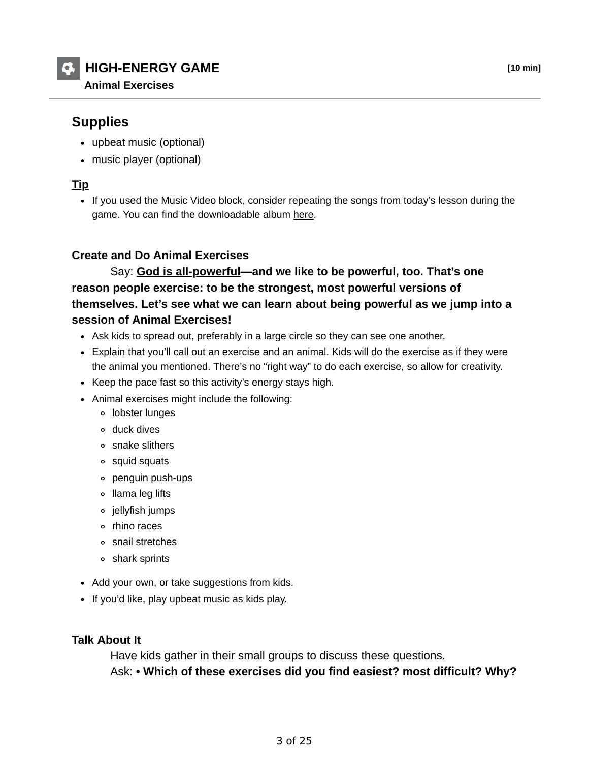## HIGH-ENERGY GAME

**Animal Exercises** **[10 min]**

### Supplies

- upbeat music (optional)
- music player (optional)

**Tip**

- If you used the Music Video block, consider repeating the songs from today's lesson during the game. You can find the downloadable album here.

**Create and Do Animal Exercises**

Say: **God is all-powerful—and we like to be powerful, too. That's one reason people exercise: to be the strongest, most powerful versions of themselves. Let's see what we can learn about being powerful as we jump into a session of Animal Exercises!**

- Ask kids to spread out, preferably in a large circle so they can see one another.
- Explain that you'll call out an exercise and an animal. Kids will do the exercise as if they were the animal you mentioned. There's no "right way" to do each exercise, so allow for creativity.
- Keep the pace fast so this activity's energy stays high.
- Animal exercises might include the following:
  - lobster lunges
  - duck dives
  - snake slithers
  - squid squats
  - penguin push-ups
  - llama leg lifts
  - jellyfish jumps
  - rhino races
  - snail stretches
  - shark sprints
- Add your own, or take suggestions from kids.
- If you'd like, play upbeat music as kids play.

**Talk About It**

Have kids gather in their small groups to discuss these questions.

Ask: • **Which of these exercises did you find easiest? most difficult? Why?**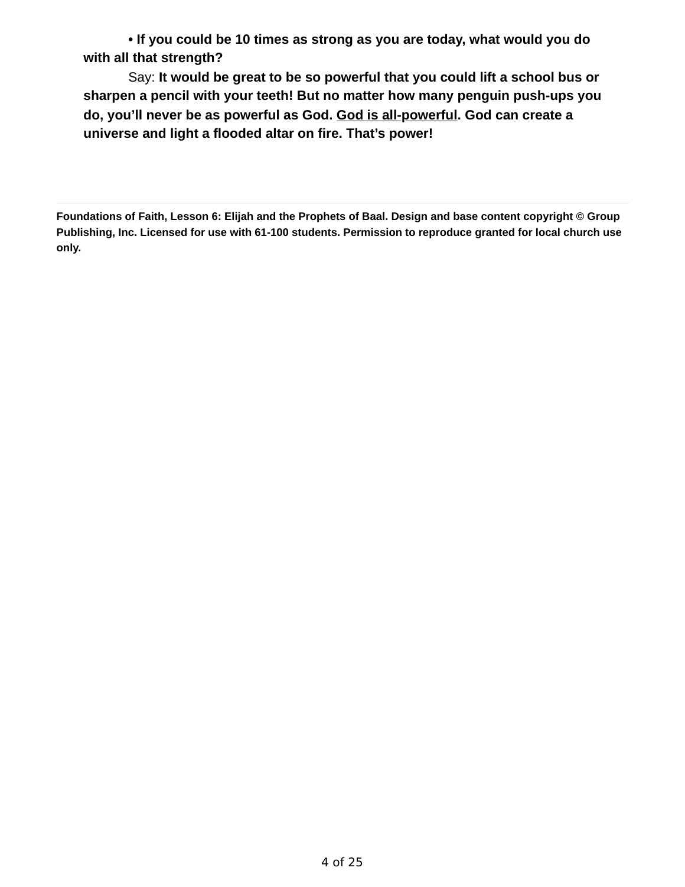**• If you could be 10 times as strong as you are today, what would you do with all that strength?**

Say: **It would be great to be so powerful that you could lift a school bus or sharpen a pencil with your teeth! But no matter how many penguin push-ups you do, you'll never be as powerful as God. <u>God is all-powerful</u>. God can create a universe and light a flooded altar on fire. That's power!**

---

**Foundations of Faith, Lesson 6: Elijah and the Prophets of Baal. Design and base content copyright © Group Publishing, Inc. Licensed for use with 61-100 students. Permission to reproduce granted for local church use only.**